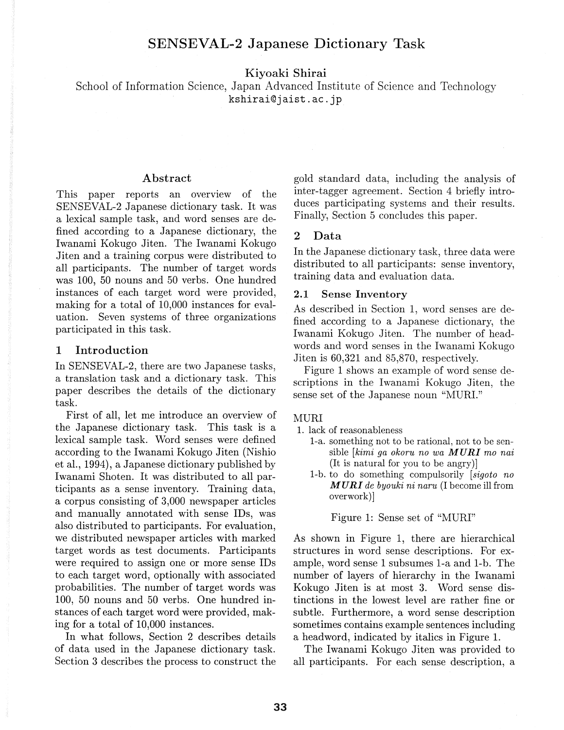# SENSEVAL-2 Japanese Dictionary Task

Kiyoaki Shirai

School of Information Science, Japan Advanced Institute of Science and Technology

kshirai@jaist.ac.jp

## Abstract

This paper reports an overview of the SENSEVAL-2 Japanese dictionary task. It was a lexical sample task, and word senses are defined according to a Japanese dictionary, the Iwanami Kokugo Jiten. The Iwanami Kokugo Jiten and a training corpus were distributed to all participants. The number of target words was 100, 50 nouns and 50 verbs. One hundred instances of each target word were provided, making for a total of 10,000 instances for evaluation. Seven systems of three organizations participated in this task.

## 1 Introduction

In SENSEVAL-2, there are two Japanese tasks, a translation task and a dictionary task. This paper describes the details of the dictionary task.

First of all, let me introduce an overview of the Japanese dictionary task. This task is a lexical sample task. Word senses were defined according to the Iwanami Kokugo Jiten (Nishio et al., 1994), a Japanese dictionary published by Iwanami Shoten. It was distributed to all participants as a sense inventory. Training data, a corpus consisting of 3,000 newspaper articles and manually annotated with sense IDs, was also distributed to participants. For evaluation, we distributed newspaper articles with marked target words as test documents. Participants were required to assign one or more sense IDs to each target word, optionally with associated probabilities. The number of target words was 100, 50 nouns and 50 verbs. One hundred instances of each target word were provided, making for a total of 10,000 instances.

In what follows, Section 2 describes details of data used in the Japanese dictionary task. Section 3 describes the process to construct the gold standard data, including the analysis of inter-tagger agreement. Section 4 briefly introduces participating systems and their results. Finally, Section 5 concludes this paper.

## 2 Data

In the Japanese dictionary task, three data were distributed to all participants: sense inventory, training data and evaluation data.

### 2.1 Sense Inventory

As described in Section 1, word senses are defined according to a Japanese dictionary, the Iwanami Kokugo Jiten. The number of headwords and word senses in the Iwanami Kokugo Jiten is 60,321 and 85,870, respectively.

Figure 1 shows an example of word sense descriptions in the Iwanami Kokugo Jiten, the sense set of the Japanese noun "MURI."

MURI

1. lack of reasonableness
   - 1-a. something not to be rational, not to be sensible [*kimi ga okoru no wa* ***MURI*** *mo nai* (It is natural for you to be angry)]
   - 1-b. to do something compulsorily [*sigoto no* ***MURI*** *de byouki ni naru* (I become ill from overwork)]

Figure 1: Sense set of "MURI"

As shown in Figure 1, there are hierarchical structures in word sense descriptions. For example, word sense 1 subsumes 1-a and 1-b. The number of layers of hierarchy in the Iwanami Kokugo Jiten is at most 3. Word sense distinctions in the lowest level are rather fine or subtle. Furthermore, a word sense description sometimes contains example sentences including a headword, indicated by italics in Figure 1.

The Iwanami Kokugo Jiten was provided to all participants. For each sense description, a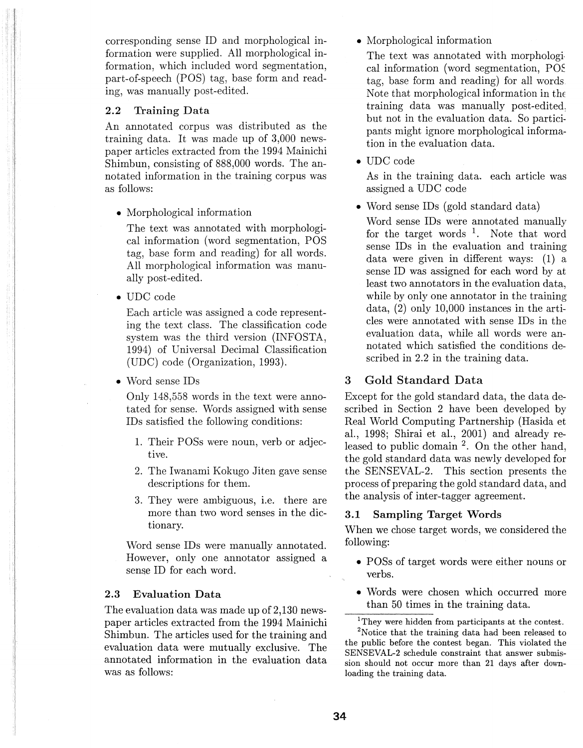corresponding sense ID and morphological information were supplied. All morphological information, which included word segmentation, part-of-speech (POS) tag, base form and reading, was manually post-edited.

### 2.2 Training Data

An annotated corpus was distributed as the training data. It was made up of 3,000 newspaper articles extracted from the 1994 Mainichi Shimbun, consisting of 888,000 words. The annotated information in the training corpus was as follows:

- Morphological information

  The text was annotated with morphological information (word segmentation, POS tag, base form and reading) for all words. All morphological information was manually post-edited.

- UDC code

  Each article was assigned a code representing the text class. The classification code system was the third version (INFOSTA, 1994) of Universal Decimal Classification (UDC) code (Organization, 1993).

- Word sense IDs

  Only 148,558 words in the text were annotated for sense. Words assigned with sense IDs satisfied the following conditions:

  1. Their POSs were noun, verb or adjective.
  2. The Iwanami Kokugo Jiten gave sense descriptions for them.
  3. They were ambiguous, i.e. there are more than two word senses in the dictionary.

  Word sense IDs were manually annotated. However, only one annotator assigned a sense ID for each word.

### 2.3 Evaluation Data

The evaluation data was made up of 2,130 newspaper articles extracted from the 1994 Mainichi Shimbun. The articles used for the training and evaluation data were mutually exclusive. The annotated information in the evaluation data was as follows:

- Morphological information

  The text was annotated with morphological information (word segmentation, POS tag, base form and reading) for all words. Note that morphological information in the training data was manually post-edited, but not in the evaluation data. So participants might ignore morphological information in the evaluation data.

- UDC code

  As in the training data. each article was assigned a UDC code

- Word sense IDs (gold standard data)

  Word sense IDs were annotated manually for the target words [1]. Note that word sense IDs in the evaluation and training data were given in different ways: (1) a sense ID was assigned for each word by at least two annotators in the evaluation data, while by only one annotator in the training data, (2) only 10,000 instances in the articles were annotated with sense IDs in the evaluation data, while all words were annotated which satisfied the conditions described in 2.2 in the training data.

## 3 Gold Standard Data

Except for the gold standard data, the data described in Section 2 have been developed by Real World Computing Partnership (Hasida et al., 1998; Shirai et al., 2001) and already released to public domain [2]. On the other hand, the gold standard data was newly developed for the SENSEVAL-2. This section presents the process of preparing the gold standard data, and the analysis of inter-tagger agreement.

### 3.1 Sampling Target Words

When we chose target words, we considered the following:

- POSs of target words were either nouns or verbs.
- Words were chosen which occurred more than 50 times in the training data.

---

[1] They were hidden from participants at the contest.

[2] Notice that the training data had been released to the public before the contest began. This violated the SENSEVAL-2 schedule constraint that answer submission should not occur more than 21 days after downloading the training data.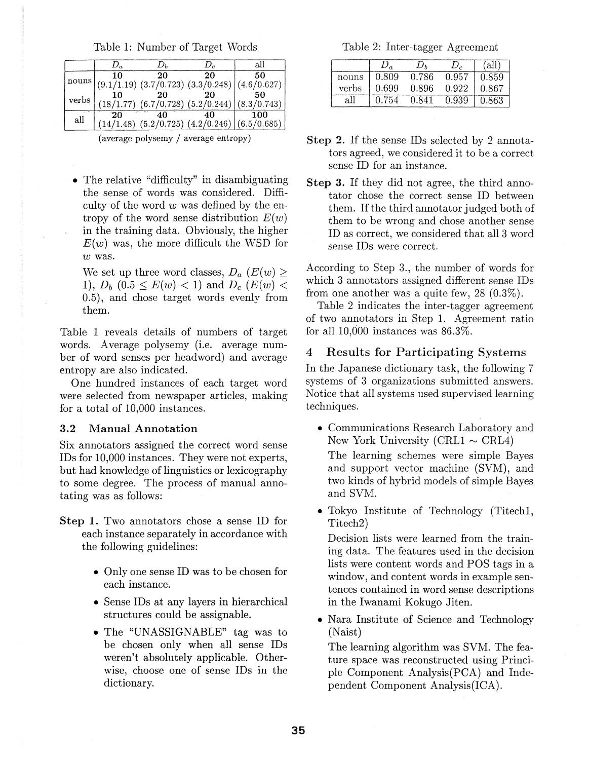Table 1: Number of Target Words

| | $D_a$ | $D_b$ | $D_c$ | all |
|---|---|---|---|---|
| nouns | 10 (9.1/1.19) | 20 (3.7/0.723) | 20 (3.3/0.248) | 50 (4.6/0.627) |
| verbs | 10 (18/1.77) | 20 (6.7/0.728) | 20 (5.2/0.244) | 50 (8.3/0.743) |
| all | 20 (14/1.48) | 40 (5.2/0.725) | 40 (4.2/0.246) | 100 (6.5/0.685) |

(average polysemy / average entropy)

- The relative "difficulty" in disambiguating the sense of words was considered. Difficulty of the word $w$ was defined by the entropy of the word sense distribution $E(w)$ in the training data. Obviously, the higher $E(w)$ was, the more difficult the WSD for $w$ was.

  We set up three word classes, $D_a$ ($E(w) \geq 1$), $D_b$ ($0.5 \leq E(w) < 1$) and $D_c$ ($E(w) < 0.5$), and chose target words evenly from them.

Table 1 reveals details of numbers of target words. Average polysemy (i.e. average number of word senses per headword) and average entropy are also indicated.

One hundred instances of each target word were selected from newspaper articles, making for a total of 10,000 instances.

### 3.2 Manual Annotation

Six annotators assigned the correct word sense IDs for 10,000 instances. They were not experts, but had knowledge of linguistics or lexicography to some degree. The process of manual annotating was as follows:

**Step 1.** Two annotators chose a sense ID for each instance separately in accordance with the following guidelines:

- Only one sense ID was to be chosen for each instance.
- Sense IDs at any layers in hierarchical structures could be assignable.
- The "UNASSIGNABLE" tag was to be chosen only when all sense IDs weren't absolutely applicable. Otherwise, choose one of sense IDs in the dictionary.

Table 2: Inter-tagger Agreement

| | $D_a$ | $D_b$ | $D_c$ | (all) |
|---|---|---|---|---|
| nouns | 0.809 | 0.786 | 0.957 | 0.859 |
| verbs | 0.699 | 0.896 | 0.922 | 0.867 |
| all | 0.754 | 0.841 | 0.939 | 0.863 |

**Step 2.** If the sense IDs selected by 2 annotators agreed, we considered it to be a correct sense ID for an instance.

**Step 3.** If they did not agree, the third annotator chose the correct sense ID between them. If the third annotator judged both of them to be wrong and chose another sense ID as correct, we considered that all 3 word sense IDs were correct.

According to Step 3., the number of words for which 3 annotators assigned different sense IDs from one another was a quite few, 28 (0.3%).

Table 2 indicates the inter-tagger agreement of two annotators in Step 1. Agreement ratio for all 10,000 instances was 86.3%.

## 4 Results for Participating Systems

In the Japanese dictionary task, the following 7 systems of 3 organizations submitted answers. Notice that all systems used supervised learning techniques.

- Communications Research Laboratory and New York University (CRL1 ~ CRL4)

  The learning schemes were simple Bayes and support vector machine (SVM), and two kinds of hybrid models of simple Bayes and SVM.

- Tokyo Institute of Technology (Titech1, Titech2)

  Decision lists were learned from the training data. The features used in the decision lists were content words and POS tags in a window, and content words in example sentences contained in word sense descriptions in the Iwanami Kokugo Jiten.

- Nara Institute of Science and Technology (Naist)

  The learning algorithm was SVM. The feature space was reconstructed using Principle Component Analysis(PCA) and Independent Component Analysis(ICA).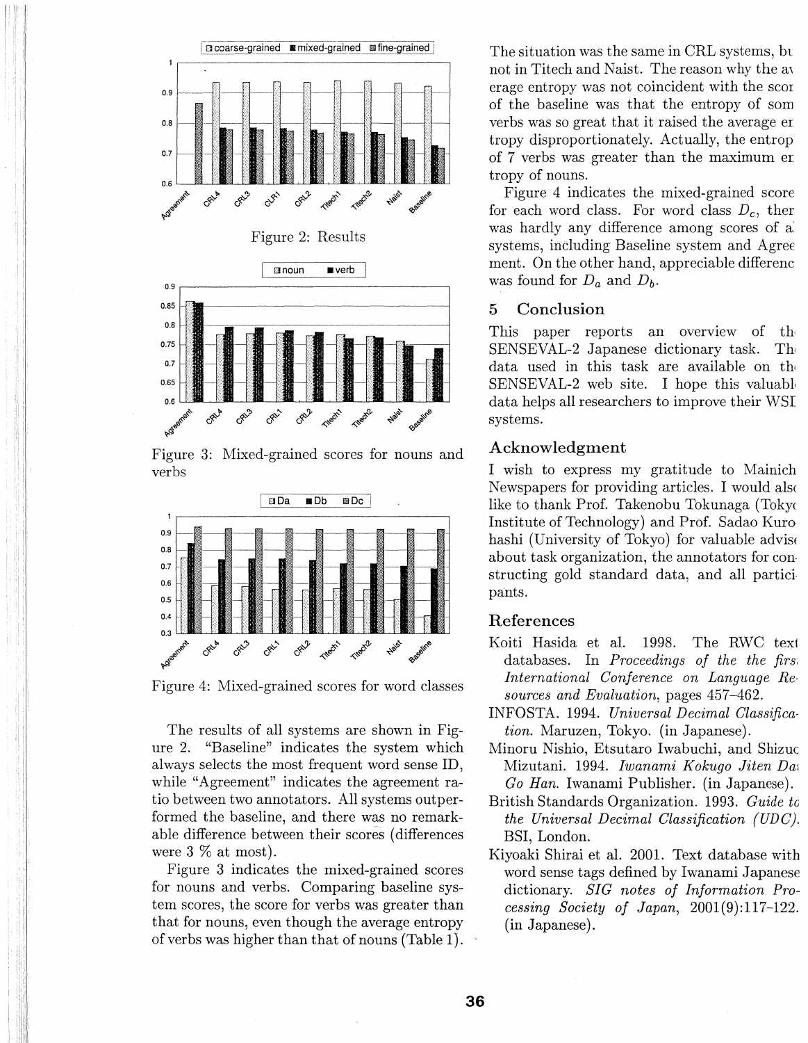coarse-grained mixed-grained fine-grained

1

0.9

0.8

0.7

0.6

Agreement CRL4 CRL3 CLR1 CRL2 Titech1 Titech2 Naist Baseline

Figure 2: Results

noun verb

0.9

0.85

0.8

0.75

0.7

0.65

0.6

Agreement CRL4 CRL3 CRL1 CRL2 Titech1 Titech2 Naist Baseline

Figure 3: Mixed-grained scores for nouns and verbs

Da Db Dc

1

0.9

0.8

0.7

0.6

0.5

0.4

0.3

Agreement CRL4 CRL3 CRL1 CRL2 Titech1 Titech2 Naist Baseline

Figure 4: Mixed-grained scores for word classes

The results of all systems are shown in Figure 2. "Baseline" indicates the system which always selects the most frequent word sense ID, while "Agreement" indicates the agreement ratio between two annotators. All systems outperformed the baseline, and there was no remarkable difference between their scores (differences were 3 % at most).

Figure 3 indicates the mixed-grained scores for nouns and verbs. Comparing baseline system scores, the score for verbs was greater than that for nouns, even though the average entropy of verbs was higher than that of nouns (Table 1). The situation was the same in CRL systems, but not in Titech and Naist. The reason why the average entropy was not coincident with the score of the baseline was that the entropy of some verbs was so great that it raised the average entropy disproportionately. Actually, the entropy of 7 verbs was greater than the maximum entropy of nouns.

Figure 4 indicates the mixed-grained scores for each word class. For word class $D_c$, there was hardly any difference among scores of all systems, including Baseline system and Agreement. On the other hand, appreciable difference was found for $D_a$ and $D_b$.

## 5 Conclusion

This paper reports an overview of the SENSEVAL-2 Japanese dictionary task. The data used in this task are available on the SENSEVAL-2 web site. I hope this valuable data helps all researchers to improve their WSD systems.

## Acknowledgment

I wish to express my gratitude to Mainichi Newspapers for providing articles. I would also like to thank Prof. Takenobu Tokunaga (Tokyo Institute of Technology) and Prof. Sadao Kurohashi (University of Tokyo) for valuable advise about task organization, the annotators for constructing gold standard data, and all participants.

## References

Koiti Hasida et al. 1998. The RWC text databases. In *Proceedings of the the first International Conference on Language Resources and Evaluation*, pages 457–462.

INFOSTA. 1994. *Universal Decimal Classification*. Maruzen, Tokyo. (in Japanese).

Minoru Nishio, Etsutaro Iwabuchi, and Shizuo Mizutani. 1994. *Iwanami Kokugo Jiten Dai Go Han*. Iwanami Publisher. (in Japanese).

British Standards Organization. 1993. *Guide to the Universal Decimal Classification (UDC)*. BSI, London.

Kiyoaki Shirai et al. 2001. Text database with word sense tags defined by Iwanami Japanese dictionary. *SIG notes of Information Processing Society of Japan*, 2001(9):117–122. (in Japanese).